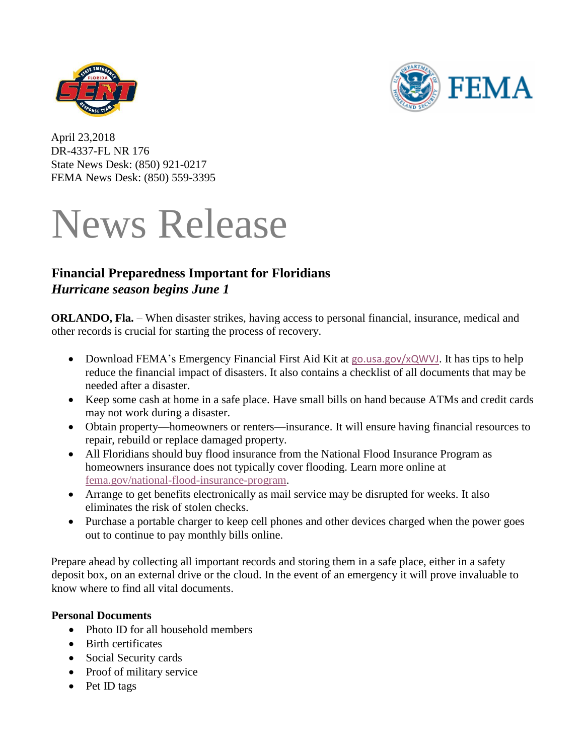April 23,2018
DR-4337-FL NR 176
State News Desk: (850) 921-0217
FEMA News Desk: (850) 559-3395

# News Release

## Financial Preparedness Important for Floridians

### *Hurricane season begins June 1*

**ORLANDO, Fla.** – When disaster strikes, having access to personal financial, insurance, medical and other records is crucial for starting the process of recovery.

- Download FEMA's Emergency Financial First Aid Kit at go.usa.gov/xQWVJ. It has tips to help reduce the financial impact of disasters. It also contains a checklist of all documents that may be needed after a disaster.
- Keep some cash at home in a safe place. Have small bills on hand because ATMs and credit cards may not work during a disaster.
- Obtain property—homeowners or renters—insurance. It will ensure having financial resources to repair, rebuild or replace damaged property.
- All Floridians should buy flood insurance from the National Flood Insurance Program as homeowners insurance does not typically cover flooding. Learn more online at fema.gov/national-flood-insurance-program.
- Arrange to get benefits electronically as mail service may be disrupted for weeks. It also eliminates the risk of stolen checks.
- Purchase a portable charger to keep cell phones and other devices charged when the power goes out to continue to pay monthly bills online.

Prepare ahead by collecting all important records and storing them in a safe place, either in a safety deposit box, on an external drive or the cloud. In the event of an emergency it will prove invaluable to know where to find all vital documents.

**Personal Documents**

- Photo ID for all household members
- Birth certificates
- Social Security cards
- Proof of military service
- Pet ID tags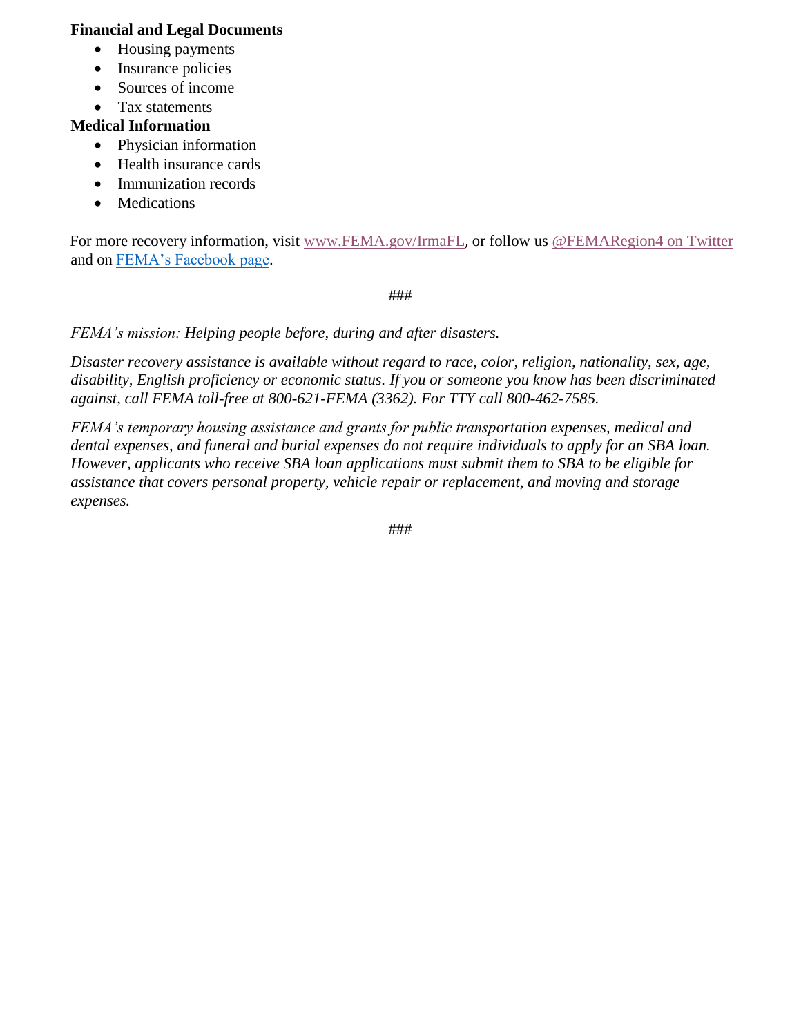**Financial and Legal Documents**

- Housing payments
- Insurance policies
- Sources of income
- Tax statements

**Medical Information**

- Physician information
- Health insurance cards
- Immunization records
- Medications

For more recovery information, visit www.FEMA.gov/IrmaFL, or follow us @FEMARegion4 on Twitter and on FEMA's Facebook page.

###

*FEMA's mission: Helping people before, during and after disasters.*

*Disaster recovery assistance is available without regard to race, color, religion, nationality, sex, age, disability, English proficiency or economic status. If you or someone you know has been discriminated against, call FEMA toll-free at 800-621-FEMA (3362). For TTY call 800-462-7585.*

*FEMA's temporary housing assistance and grants for public transportation expenses, medical and dental expenses, and funeral and burial expenses do not require individuals to apply for an SBA loan. However, applicants who receive SBA loan applications must submit them to SBA to be eligible for assistance that covers personal property, vehicle repair or replacement, and moving and storage expenses.*

###